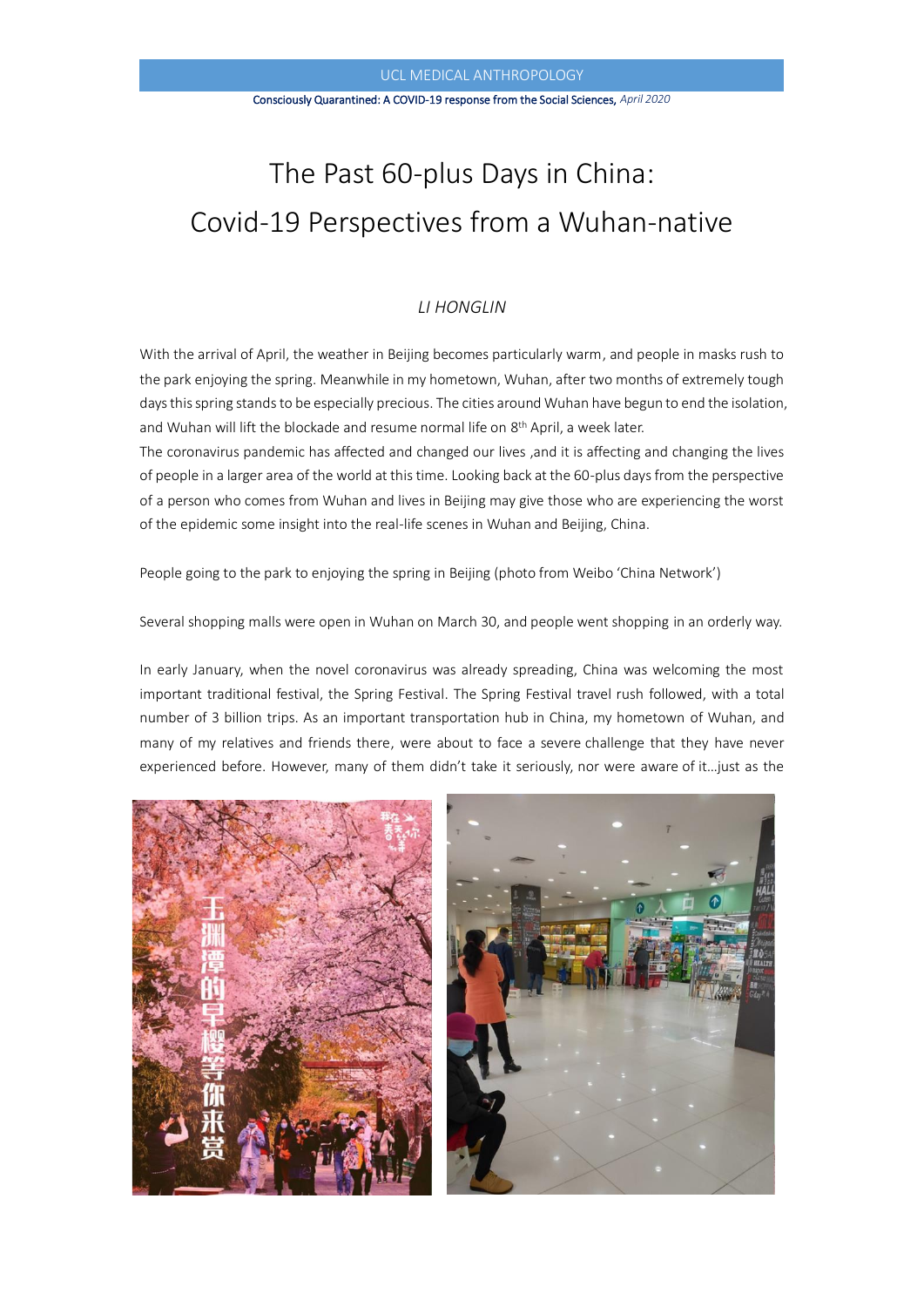UCL MEDICAL ANTHROPOLOGY

Consciously Quarantined: A COVID-19 response from the Social Sciences, *April 2020*

# The Past 60-plus Days in China: Covid-19 Perspectives from a Wuhan-native

*LI HONGLIN*

With the arrival of April, the weather in Beijing becomes particularly warm, and people in masks rush to the park enjoying the spring. Meanwhile in my hometown, Wuhan, after two months of extremely tough days this spring stands to be especially precious. The cities around Wuhan have begun to end the isolation, and Wuhan will lift the blockade and resume normal life on 8th April, a week later.

The coronavirus pandemic has affected and changed our lives ,and it is affecting and changing the lives of people in a larger area of the world at this time. Looking back at the 60-plus days from the perspective of a person who comes from Wuhan and lives in Beijing may give those who are experiencing the worst of the epidemic some insight into the real-life scenes in Wuhan and Beijing, China.

People going to the park to enjoying the spring in Beijing (photo from Weibo 'China Network')

Several shopping malls were open in Wuhan on March 30, and people went shopping in an orderly way.

In early January, when the novel coronavirus was already spreading, China was welcoming the most important traditional festival, the Spring Festival. The Spring Festival travel rush followed, with a total number of 3 billion trips. As an important transportation hub in China, my hometown of Wuhan, and many of my relatives and friends there, were about to face a severe challenge that they have never experienced before. However, many of them didn't take it seriously, nor were aware of it…just as the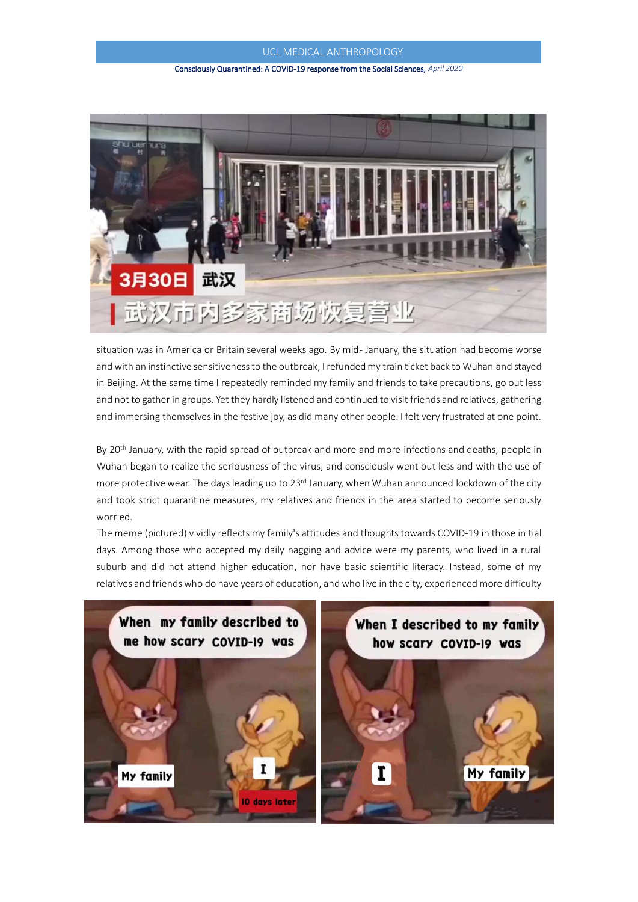situation was in America or Britain several weeks ago. By mid- January, the situation had become worse and with an instinctive sensitiveness to the outbreak, I refunded my train ticket back to Wuhan and stayed in Beijing. At the same time I repeatedly reminded my family and friends to take precautions, go out less and not to gather in groups. Yet they hardly listened and continued to visit friends and relatives, gathering and immersing themselves in the festive joy, as did many other people. I felt very frustrated at one point.

By 20th January, with the rapid spread of outbreak and more and more infections and deaths, people in Wuhan began to realize the seriousness of the virus, and consciously went out less and with the use of more protective wear. The days leading up to 23rd January, when Wuhan announced lockdown of the city and took strict quarantine measures, my relatives and friends in the area started to become seriously worried.

The meme (pictured) vividly reflects my family's attitudes and thoughts towards COVID-19 in those initial days. Among those who accepted my daily nagging and advice were my parents, who lived in a rural suburb and did not attend higher education, nor have basic scientific literacy. Instead, some of my relatives and friends who do have years of education, and who live in the city, experienced more difficulty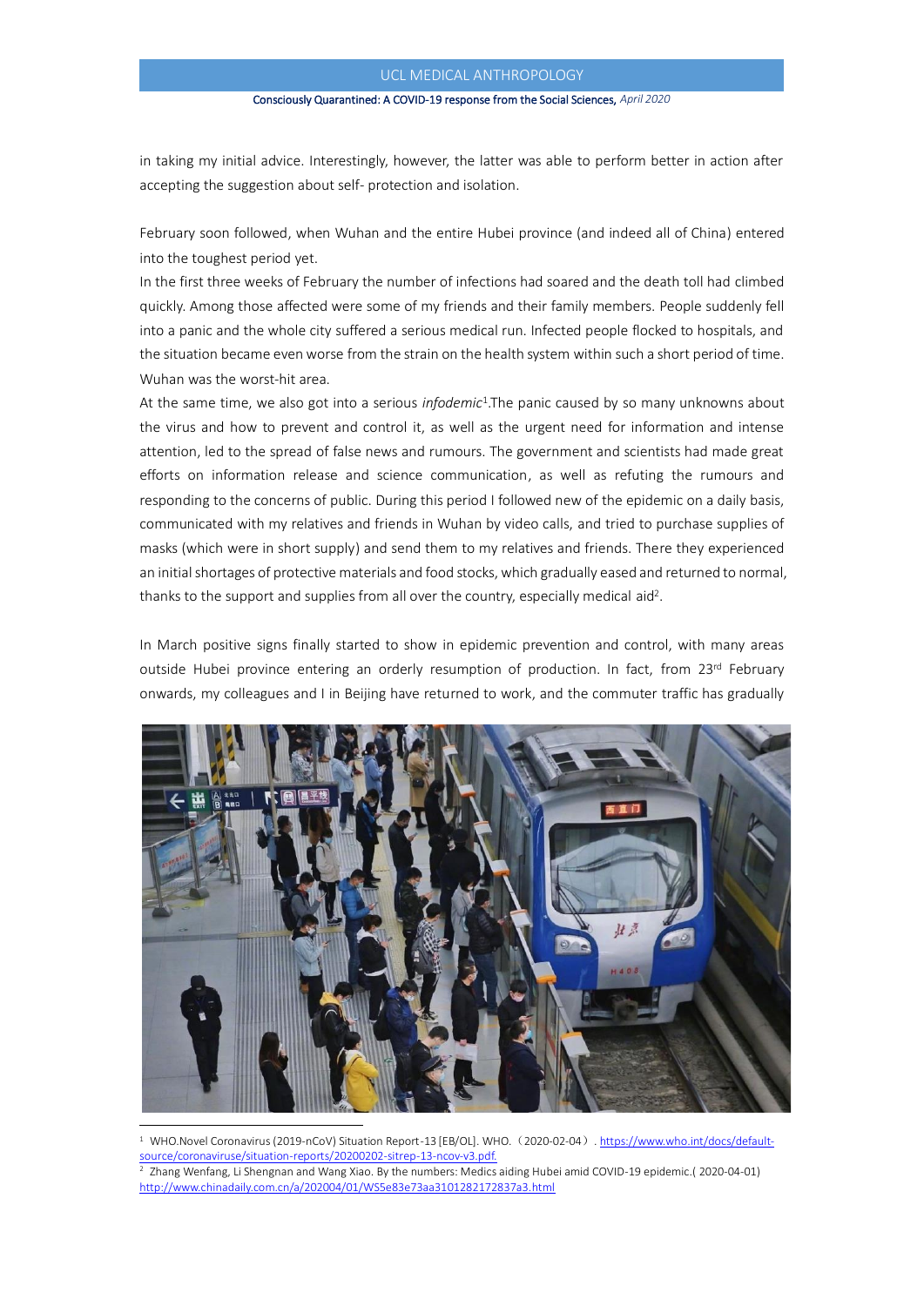in taking my initial advice. Interestingly, however, the latter was able to perform better in action after accepting the suggestion about self- protection and isolation.

February soon followed, when Wuhan and the entire Hubei province (and indeed all of China) entered into the toughest period yet.

In the first three weeks of February the number of infections had soared and the death toll had climbed quickly. Among those affected were some of my friends and their family members. People suddenly fell into a panic and the whole city suffered a serious medical run. Infected people flocked to hospitals, and the situation became even worse from the strain on the health system within such a short period of time. Wuhan was the worst-hit area.

At the same time, we also got into a serious *infodemic*[1].The panic caused by so many unknowns about the virus and how to prevent and control it, as well as the urgent need for information and intense attention, led to the spread of false news and rumours. The government and scientists had made great efforts on information release and science communication, as well as refuting the rumours and responding to the concerns of public. During this period I followed new of the epidemic on a daily basis, communicated with my relatives and friends in Wuhan by video calls, and tried to purchase supplies of masks (which were in short supply) and send them to my relatives and friends. There they experienced an initial shortages of protective materials and food stocks, which gradually eased and returned to normal, thanks to the support and supplies from all over the country, especially medical aid[2].

In March positive signs finally started to show in epidemic prevention and control, with many areas outside Hubei province entering an orderly resumption of production. In fact, from 23rd February onwards, my colleagues and I in Beijing have returned to work, and the commuter traffic has gradually

---

[1] WHO.Novel Coronavirus (2019-nCoV) Situation Report-13 [EB/OL]. WHO.（2020-02-04）. https://www.who.int/docs/default-source/coronaviruse/situation-reports/20200202-sitrep-13-ncov-v3.pdf.

[2] Zhang Wenfang, Li Shengnan and Wang Xiao. By the numbers: Medics aiding Hubei amid COVID-19 epidemic.( 2020-04-01) http://www.chinadaily.com.cn/a/202004/01/WS5e83e73aa3101282172837a3.html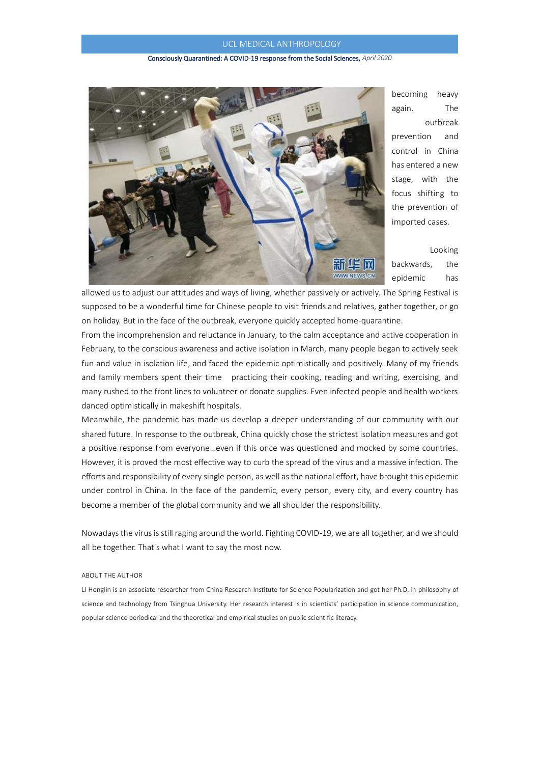becoming heavy again. The outbreak prevention and control in China has entered a new stage, with the focus shifting to the prevention of imported cases.

Looking backwards, the epidemic has allowed us to adjust our attitudes and ways of living, whether passively or actively. The Spring Festival is supposed to be a wonderful time for Chinese people to visit friends and relatives, gather together, or go on holiday. But in the face of the outbreak, everyone quickly accepted home-quarantine.

From the incomprehension and reluctance in January, to the calm acceptance and active cooperation in February, to the conscious awareness and active isolation in March, many people began to actively seek fun and value in isolation life, and faced the epidemic optimistically and positively. Many of my friends and family members spent their time practicing their cooking, reading and writing, exercising, and many rushed to the front lines to volunteer or donate supplies. Even infected people and health workers danced optimistically in makeshift hospitals.

Meanwhile, the pandemic has made us develop a deeper understanding of our community with our shared future. In response to the outbreak, China quickly chose the strictest isolation measures and got a positive response from everyone…even if this once was questioned and mocked by some countries. However, it is proved the most effective way to curb the spread of the virus and a massive infection. The efforts and responsibility of every single person, as well as the national effort, have brought this epidemic under control in China. In the face of the pandemic, every person, every city, and every country has become a member of the global community and we all shoulder the responsibility.

Nowadays the virus is still raging around the world. Fighting COVID-19, we are all together, and we should all be together. That's what I want to say the most now.

ABOUT THE AUTHOR

LI Honglin is an associate researcher from China Research Institute for Science Popularization and got her Ph.D. in philosophy of science and technology from Tsinghua University. Her research interest is in scientists' participation in science communication, popular science periodical and the theoretical and empirical studies on public scientific literacy.